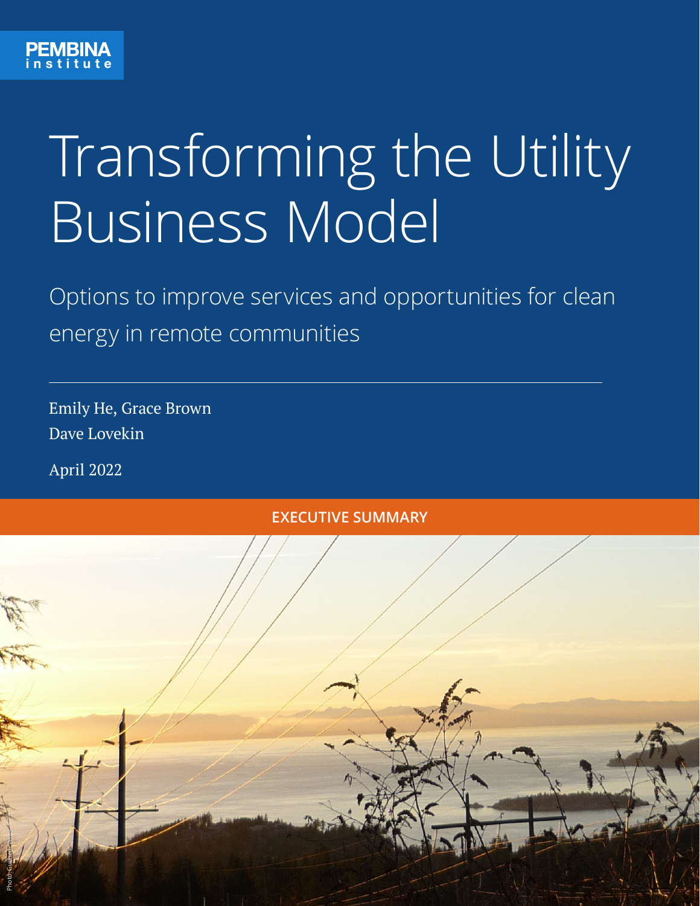PEMBINA institute

# Transforming the Utility Business Model

## Options to improve services and opportunities for clean energy in remote communities

Emily He, Grace Brown
Dave Lovekin

April 2022

**EXECUTIVE SUMMARY**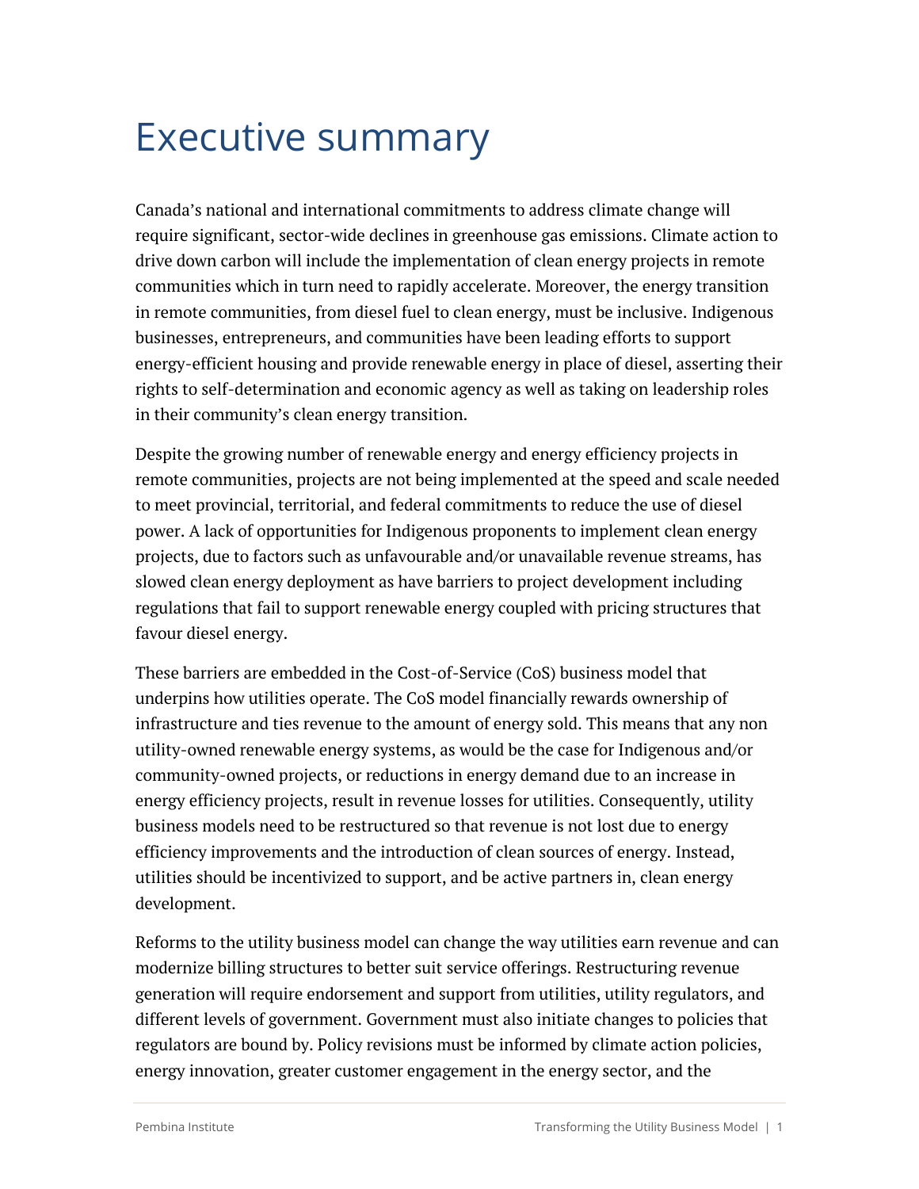# Executive summary

Canada's national and international commitments to address climate change will require significant, sector-wide declines in greenhouse gas emissions. Climate action to drive down carbon will include the implementation of clean energy projects in remote communities which in turn need to rapidly accelerate. Moreover, the energy transition in remote communities, from diesel fuel to clean energy, must be inclusive. Indigenous businesses, entrepreneurs, and communities have been leading efforts to support energy-efficient housing and provide renewable energy in place of diesel, asserting their rights to self-determination and economic agency as well as taking on leadership roles in their community's clean energy transition.

Despite the growing number of renewable energy and energy efficiency projects in remote communities, projects are not being implemented at the speed and scale needed to meet provincial, territorial, and federal commitments to reduce the use of diesel power. A lack of opportunities for Indigenous proponents to implement clean energy projects, due to factors such as unfavourable and/or unavailable revenue streams, has slowed clean energy deployment as have barriers to project development including regulations that fail to support renewable energy coupled with pricing structures that favour diesel energy.

These barriers are embedded in the Cost-of-Service (CoS) business model that underpins how utilities operate. The CoS model financially rewards ownership of infrastructure and ties revenue to the amount of energy sold. This means that any non utility-owned renewable energy systems, as would be the case for Indigenous and/or community-owned projects, or reductions in energy demand due to an increase in energy efficiency projects, result in revenue losses for utilities. Consequently, utility business models need to be restructured so that revenue is not lost due to energy efficiency improvements and the introduction of clean sources of energy. Instead, utilities should be incentivized to support, and be active partners in, clean energy development.

Reforms to the utility business model can change the way utilities earn revenue and can modernize billing structures to better suit service offerings. Restructuring revenue generation will require endorsement and support from utilities, utility regulators, and different levels of government. Government must also initiate changes to policies that regulators are bound by. Policy revisions must be informed by climate action policies, energy innovation, greater customer engagement in the energy sector, and the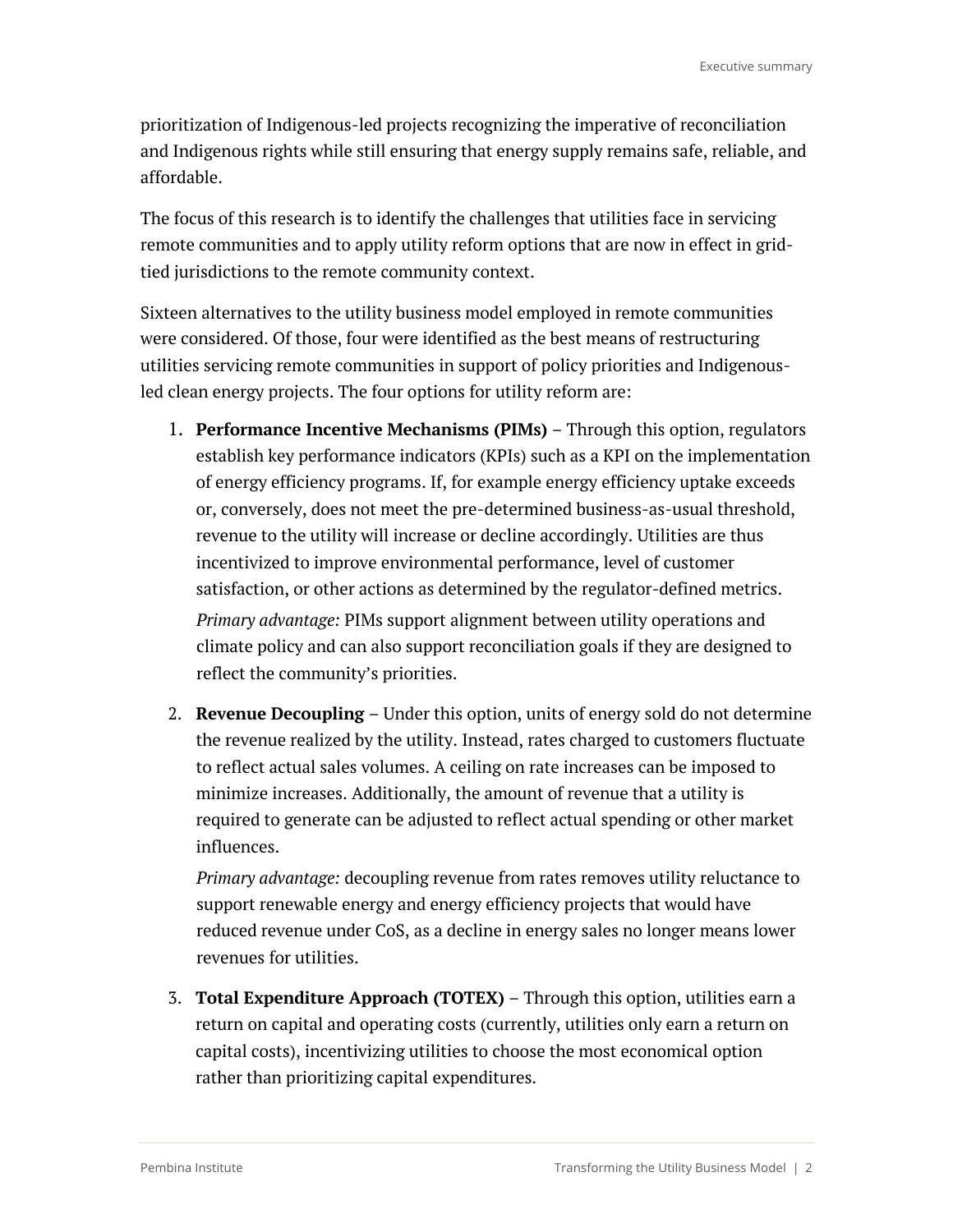prioritization of Indigenous-led projects recognizing the imperative of reconciliation and Indigenous rights while still ensuring that energy supply remains safe, reliable, and affordable.

The focus of this research is to identify the challenges that utilities face in servicing remote communities and to apply utility reform options that are now in effect in grid-tied jurisdictions to the remote community context.

Sixteen alternatives to the utility business model employed in remote communities were considered. Of those, four were identified as the best means of restructuring utilities servicing remote communities in support of policy priorities and Indigenous-led clean energy projects. The four options for utility reform are:

1. **Performance Incentive Mechanisms (PIMs)** – Through this option, regulators establish key performance indicators (KPIs) such as a KPI on the implementation of energy efficiency programs. If, for example energy efficiency uptake exceeds or, conversely, does not meet the pre-determined business-as-usual threshold, revenue to the utility will increase or decline accordingly. Utilities are thus incentivized to improve environmental performance, level of customer satisfaction, or other actions as determined by the regulator-defined metrics.

   *Primary advantage:* PIMs support alignment between utility operations and climate policy and can also support reconciliation goals if they are designed to reflect the community's priorities.

2. **Revenue Decoupling** – Under this option, units of energy sold do not determine the revenue realized by the utility. Instead, rates charged to customers fluctuate to reflect actual sales volumes. A ceiling on rate increases can be imposed to minimize increases. Additionally, the amount of revenue that a utility is required to generate can be adjusted to reflect actual spending or other market influences.

   *Primary advantage:* decoupling revenue from rates removes utility reluctance to support renewable energy and energy efficiency projects that would have reduced revenue under CoS, as a decline in energy sales no longer means lower revenues for utilities.

3. **Total Expenditure Approach (TOTEX)** – Through this option, utilities earn a return on capital and operating costs (currently, utilities only earn a return on capital costs), incentivizing utilities to choose the most economical option rather than prioritizing capital expenditures.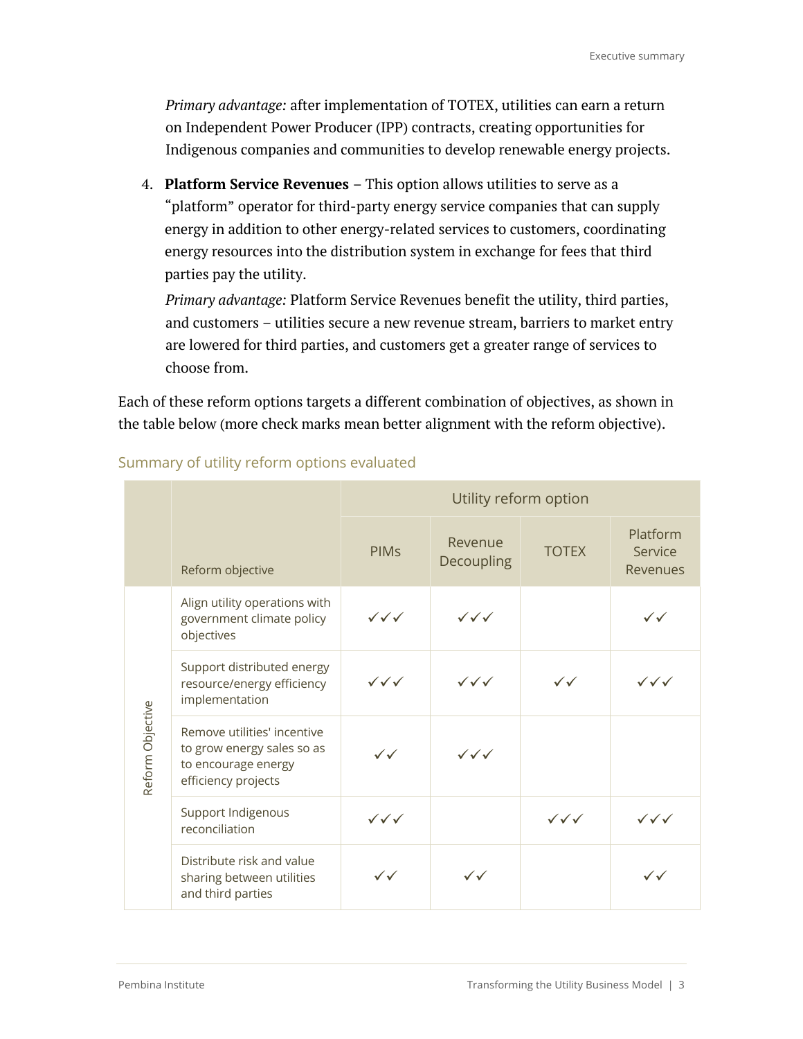*Primary advantage:* after implementation of TOTEX, utilities can earn a return on Independent Power Producer (IPP) contracts, creating opportunities for Indigenous companies and communities to develop renewable energy projects.

4. **Platform Service Revenues** – This option allows utilities to serve as a "platform" operator for third-party energy service companies that can supply energy in addition to other energy-related services to customers, coordinating energy resources into the distribution system in exchange for fees that third parties pay the utility.

   *Primary advantage:* Platform Service Revenues benefit the utility, third parties, and customers – utilities secure a new revenue stream, barriers to market entry are lowered for third parties, and customers get a greater range of services to choose from.

Each of these reform options targets a different combination of objectives, as shown in the table below (more check marks mean better alignment with the reform objective).

### Summary of utility reform options evaluated

| | | Utility reform option | | | |
|---|---|---|---|---|---|
| | Reform objective | PIMs | Revenue Decoupling | TOTEX | Platform Service Revenues |
| Reform Objective | Align utility operations with government climate policy objectives | ✓✓✓ | ✓✓✓ | | ✓✓ |
| | Support distributed energy resource/energy efficiency implementation | ✓✓✓ | ✓✓✓ | ✓✓ | ✓✓✓ |
| | Remove utilities' incentive to grow energy sales so as to encourage energy efficiency projects | ✓✓ | ✓✓✓ | | |
| | Support Indigenous reconciliation | ✓✓✓ | | ✓✓✓ | ✓✓✓ |
| | Distribute risk and value sharing between utilities and third parties | ✓✓ | ✓✓ | | ✓✓ |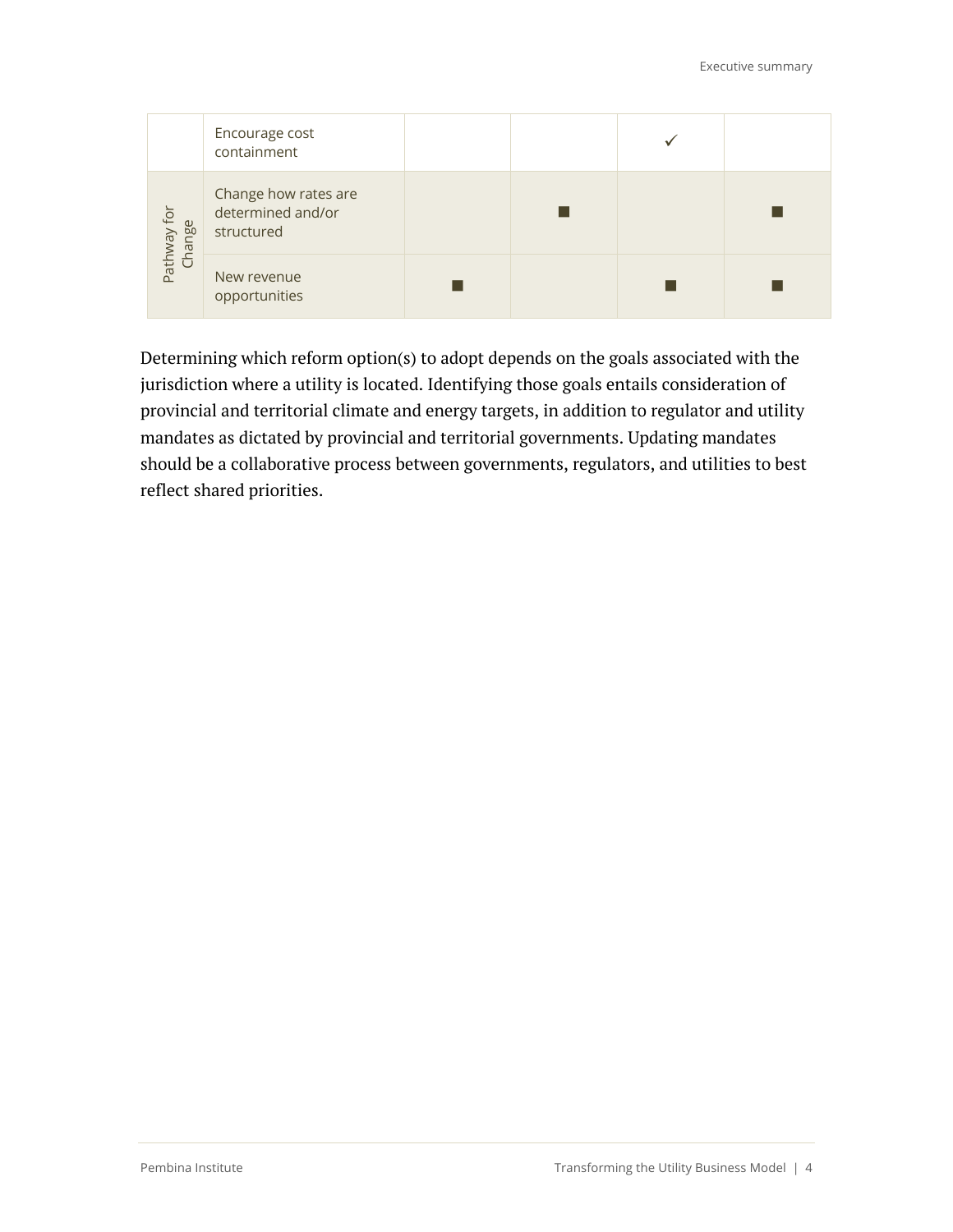|  |  |  |  |  |  |
|---|---|---|---|---|---|
|  | Encourage cost containment |  |  | ✓ |  |
| Pathway for Change | Change how rates are determined and/or structured |  | ■ |  | ■ |
|  | New revenue opportunities | ■ |  | ■ | ■ |

Determining which reform option(s) to adopt depends on the goals associated with the jurisdiction where a utility is located. Identifying those goals entails consideration of provincial and territorial climate and energy targets, in addition to regulator and utility mandates as dictated by provincial and territorial governments. Updating mandates should be a collaborative process between governments, regulators, and utilities to best reflect shared priorities.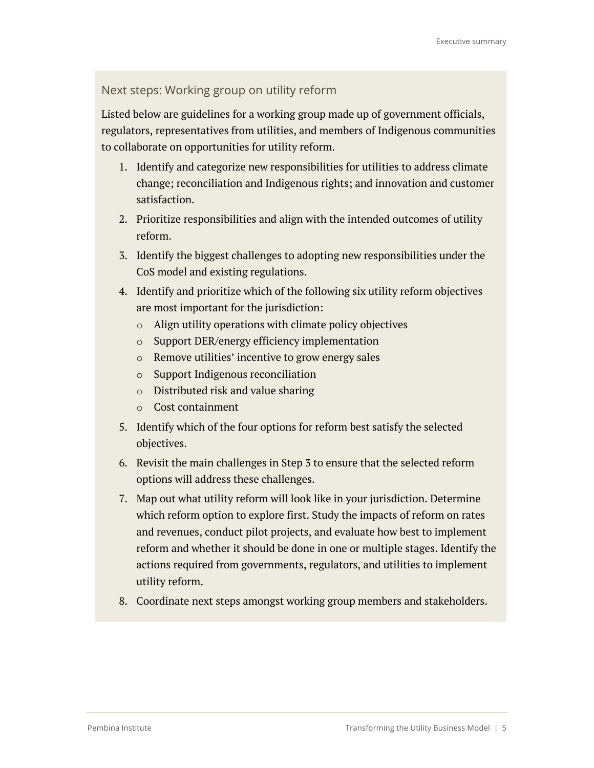### Next steps: Working group on utility reform

Listed below are guidelines for a working group made up of government officials, regulators, representatives from utilities, and members of Indigenous communities to collaborate on opportunities for utility reform.

1. Identify and categorize new responsibilities for utilities to address climate change; reconciliation and Indigenous rights; and innovation and customer satisfaction.
2. Prioritize responsibilities and align with the intended outcomes of utility reform.
3. Identify the biggest challenges to adopting new responsibilities under the CoS model and existing regulations.
4. Identify and prioritize which of the following six utility reform objectives are most important for the jurisdiction:
   - Align utility operations with climate policy objectives
   - Support DER/energy efficiency implementation
   - Remove utilities' incentive to grow energy sales
   - Support Indigenous reconciliation
   - Distributed risk and value sharing
   - Cost containment
5. Identify which of the four options for reform best satisfy the selected objectives.
6. Revisit the main challenges in Step 3 to ensure that the selected reform options will address these challenges.
7. Map out what utility reform will look like in your jurisdiction. Determine which reform option to explore first. Study the impacts of reform on rates and revenues, conduct pilot projects, and evaluate how best to implement reform and whether it should be done in one or multiple stages. Identify the actions required from governments, regulators, and utilities to implement utility reform.
8. Coordinate next steps amongst working group members and stakeholders.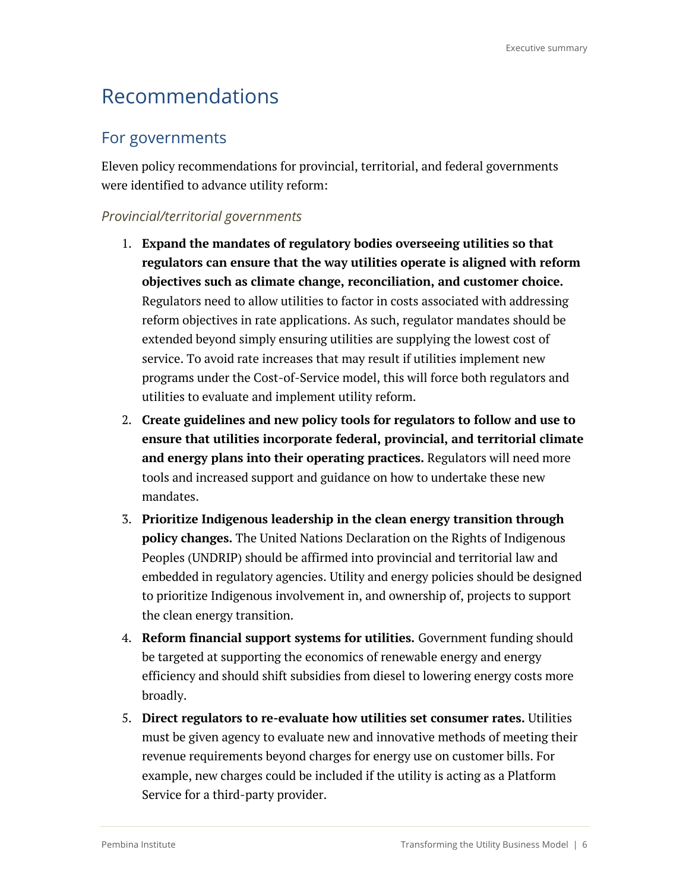# Recommendations

## For governments

Eleven policy recommendations for provincial, territorial, and federal governments were identified to advance utility reform:

### *Provincial/territorial governments*

1. **Expand the mandates of regulatory bodies overseeing utilities so that regulators can ensure that the way utilities operate is aligned with reform objectives such as climate change, reconciliation, and customer choice.** Regulators need to allow utilities to factor in costs associated with addressing reform objectives in rate applications. As such, regulator mandates should be extended beyond simply ensuring utilities are supplying the lowest cost of service. To avoid rate increases that may result if utilities implement new programs under the Cost-of-Service model, this will force both regulators and utilities to evaluate and implement utility reform.
2. **Create guidelines and new policy tools for regulators to follow and use to ensure that utilities incorporate federal, provincial, and territorial climate and energy plans into their operating practices.** Regulators will need more tools and increased support and guidance on how to undertake these new mandates.
3. **Prioritize Indigenous leadership in the clean energy transition through policy changes.** The United Nations Declaration on the Rights of Indigenous Peoples (UNDRIP) should be affirmed into provincial and territorial law and embedded in regulatory agencies. Utility and energy policies should be designed to prioritize Indigenous involvement in, and ownership of, projects to support the clean energy transition.
4. **Reform financial support systems for utilities.** Government funding should be targeted at supporting the economics of renewable energy and energy efficiency and should shift subsidies from diesel to lowering energy costs more broadly.
5. **Direct regulators to re-evaluate how utilities set consumer rates.** Utilities must be given agency to evaluate new and innovative methods of meeting their revenue requirements beyond charges for energy use on customer bills. For example, new charges could be included if the utility is acting as a Platform Service for a third-party provider.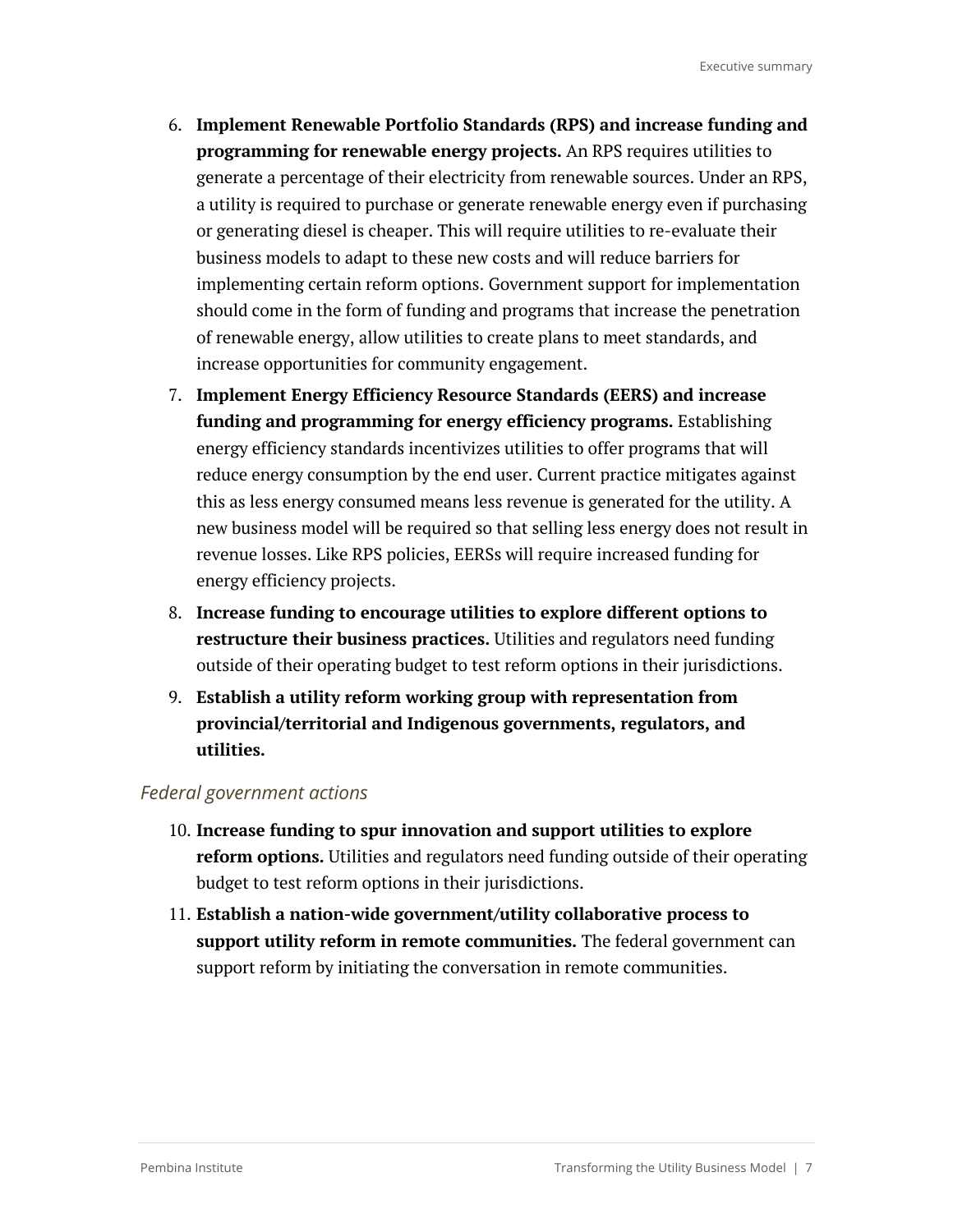6. **Implement Renewable Portfolio Standards (RPS) and increase funding and programming for renewable energy projects.** An RPS requires utilities to generate a percentage of their electricity from renewable sources. Under an RPS, a utility is required to purchase or generate renewable energy even if purchasing or generating diesel is cheaper. This will require utilities to re-evaluate their business models to adapt to these new costs and will reduce barriers for implementing certain reform options. Government support for implementation should come in the form of funding and programs that increase the penetration of renewable energy, allow utilities to create plans to meet standards, and increase opportunities for community engagement.
7. **Implement Energy Efficiency Resource Standards (EERS) and increase funding and programming for energy efficiency programs.** Establishing energy efficiency standards incentivizes utilities to offer programs that will reduce energy consumption by the end user. Current practice mitigates against this as less energy consumed means less revenue is generated for the utility. A new business model will be required so that selling less energy does not result in revenue losses. Like RPS policies, EERSs will require increased funding for energy efficiency projects.
8. **Increase funding to encourage utilities to explore different options to restructure their business practices.** Utilities and regulators need funding outside of their operating budget to test reform options in their jurisdictions.
9. **Establish a utility reform working group with representation from provincial/territorial and Indigenous governments, regulators, and utilities.**

*Federal government actions*

10. **Increase funding to spur innovation and support utilities to explore reform options.** Utilities and regulators need funding outside of their operating budget to test reform options in their jurisdictions.
11. **Establish a nation-wide government/utility collaborative process to support utility reform in remote communities.** The federal government can support reform by initiating the conversation in remote communities.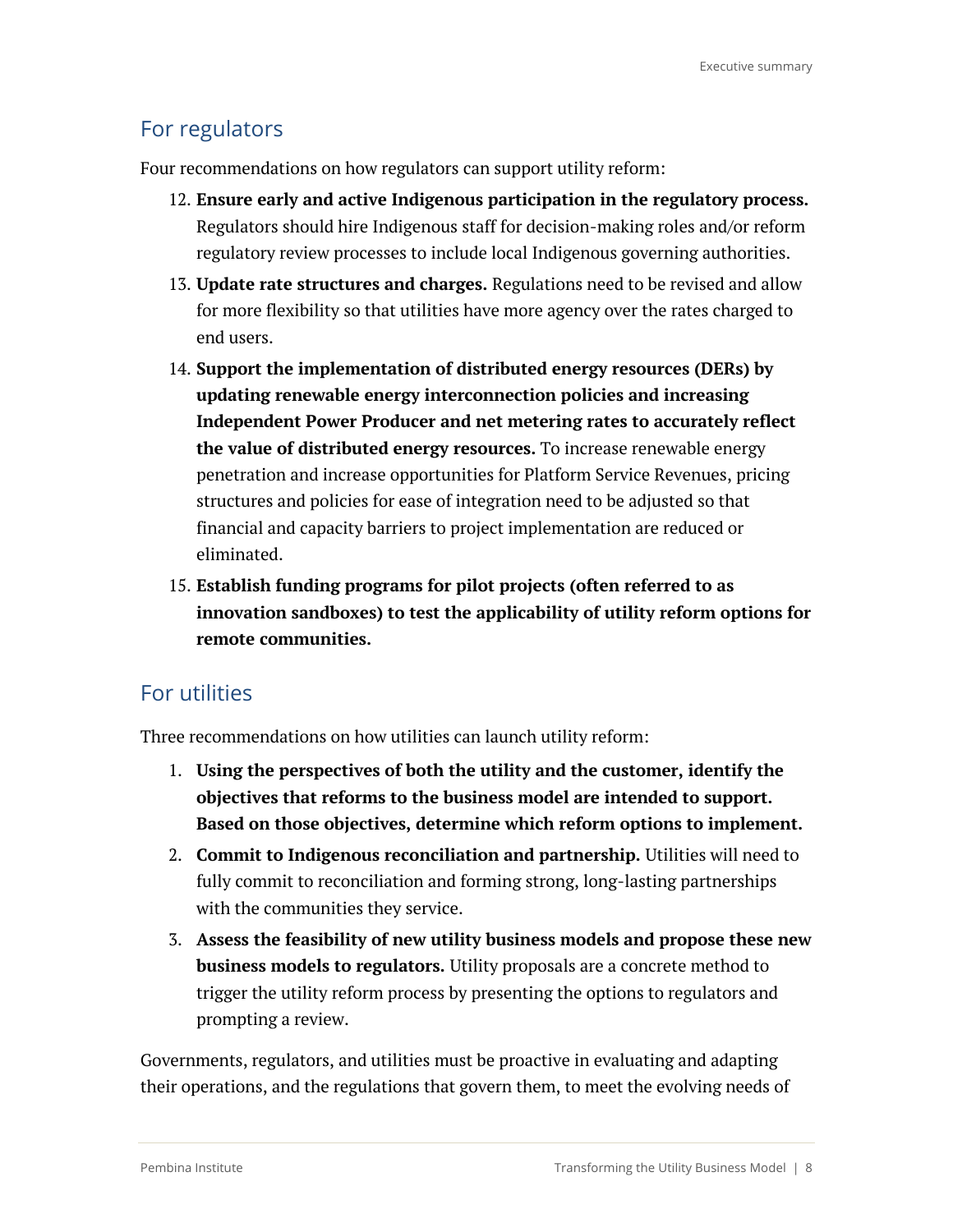## For regulators

Four recommendations on how regulators can support utility reform:

12. **Ensure early and active Indigenous participation in the regulatory process.** Regulators should hire Indigenous staff for decision-making roles and/or reform regulatory review processes to include local Indigenous governing authorities.
13. **Update rate structures and charges.** Regulations need to be revised and allow for more flexibility so that utilities have more agency over the rates charged to end users.
14. **Support the implementation of distributed energy resources (DERs) by updating renewable energy interconnection policies and increasing Independent Power Producer and net metering rates to accurately reflect the value of distributed energy resources.** To increase renewable energy penetration and increase opportunities for Platform Service Revenues, pricing structures and policies for ease of integration need to be adjusted so that financial and capacity barriers to project implementation are reduced or eliminated.
15. **Establish funding programs for pilot projects (often referred to as innovation sandboxes) to test the applicability of utility reform options for remote communities.**

## For utilities

Three recommendations on how utilities can launch utility reform:

1. **Using the perspectives of both the utility and the customer, identify the objectives that reforms to the business model are intended to support. Based on those objectives, determine which reform options to implement.**
2. **Commit to Indigenous reconciliation and partnership.** Utilities will need to fully commit to reconciliation and forming strong, long-lasting partnerships with the communities they service.
3. **Assess the feasibility of new utility business models and propose these new business models to regulators.** Utility proposals are a concrete method to trigger the utility reform process by presenting the options to regulators and prompting a review.

Governments, regulators, and utilities must be proactive in evaluating and adapting their operations, and the regulations that govern them, to meet the evolving needs of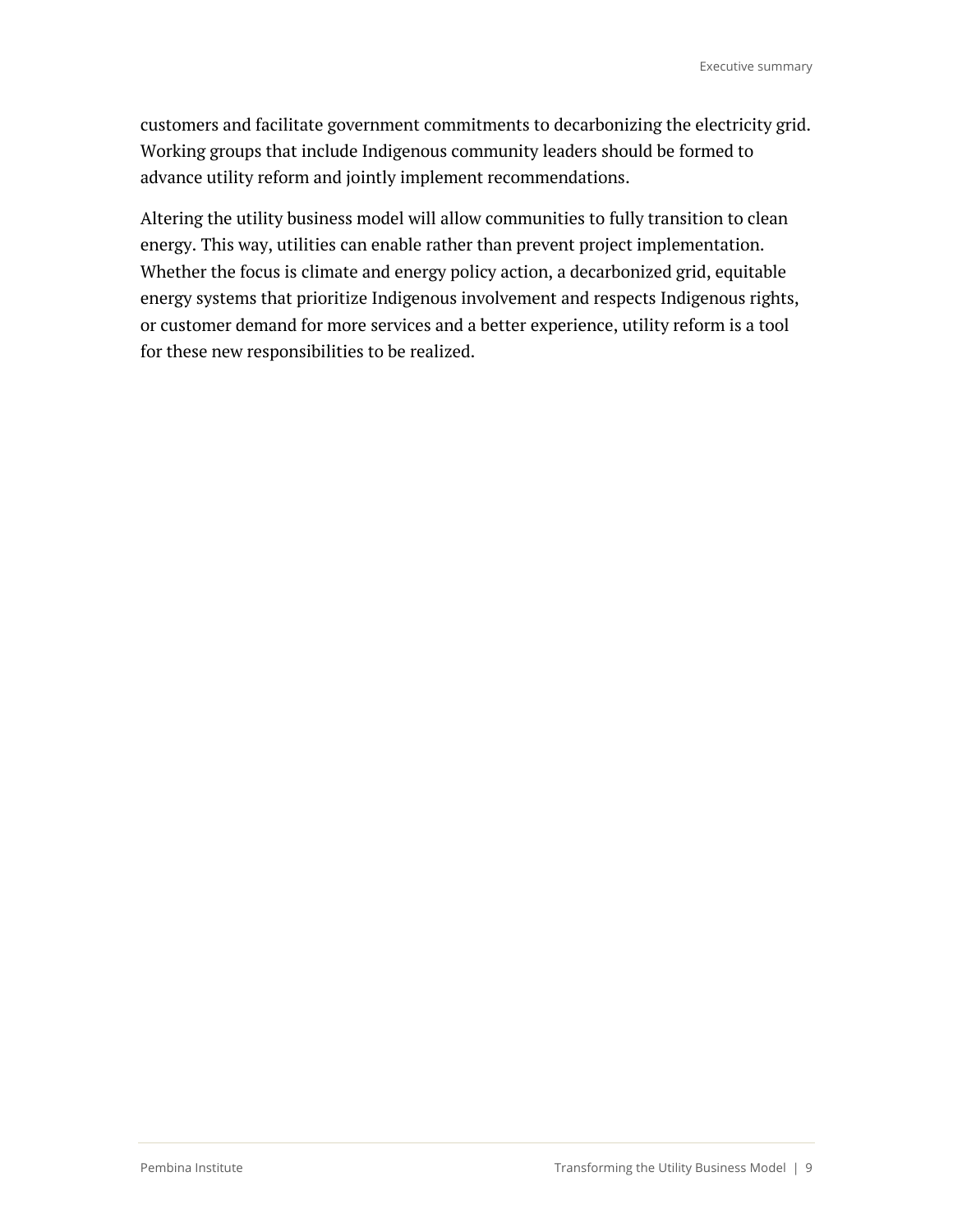customers and facilitate government commitments to decarbonizing the electricity grid. Working groups that include Indigenous community leaders should be formed to advance utility reform and jointly implement recommendations.

Altering the utility business model will allow communities to fully transition to clean energy. This way, utilities can enable rather than prevent project implementation. Whether the focus is climate and energy policy action, a decarbonized grid, equitable energy systems that prioritize Indigenous involvement and respects Indigenous rights, or customer demand for more services and a better experience, utility reform is a tool for these new responsibilities to be realized.